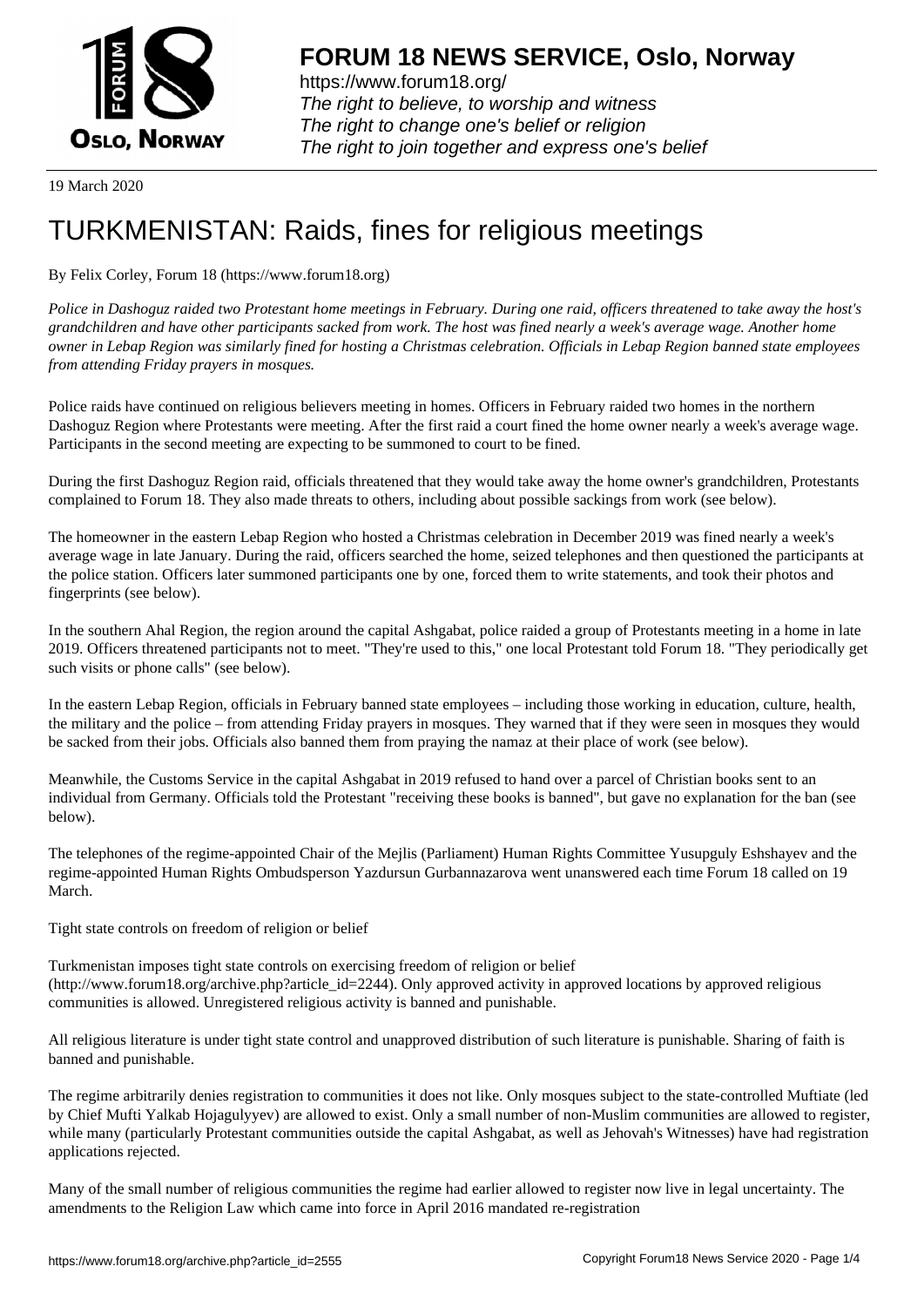19 March 2020

# TURKMENISTAN: Raids, fines for religious meetings

By Felix Corley, Forum 18 (https://www.forum18.org)

*Police in Dashoguz raided two Protestant home meetings in February. During one raid, officers threatened to take away the host's grandchildren and have other participants sacked from work. The host was fined nearly a week's average wage. Another home owner in Lebap Region was similarly fined for hosting a Christmas celebration. Officials in Lebap Region banned state employees from attending Friday prayers in mosques.*

Police raids have continued on religious believers meeting in homes. Officers in February raided two homes in the northern Dashoguz Region where Protestants were meeting. After the first raid a court fined the home owner nearly a week's average wage. Participants in the second meeting are expecting to be summoned to court to be fined.

During the first Dashoguz Region raid, officials threatened that they would take away the home owner's grandchildren, Protestants complained to Forum 18. They also made threats to others, including about possible sackings from work (see below).

The homeowner in the eastern Lebap Region who hosted a Christmas celebration in December 2019 was fined nearly a week's average wage in late January. During the raid, officers searched the home, seized telephones and then questioned the participants at the police station. Officers later summoned participants one by one, forced them to write statements, and took their photos and fingerprints (see below).

In the southern Ahal Region, the region around the capital Ashgabat, police raided a group of Protestants meeting in a home in late 2019. Officers threatened participants not to meet. "They're used to this," one local Protestant told Forum 18. "They periodically get such visits or phone calls" (see below).

In the eastern Lebap Region, officials in February banned state employees – including those working in education, culture, health, the military and the police – from attending Friday prayers in mosques. They warned that if they were seen in mosques they would be sacked from their jobs. Officials also banned them from praying the namaz at their place of work (see below).

Meanwhile, the Customs Service in the capital Ashgabat in 2019 refused to hand over a parcel of Christian books sent to an individual from Germany. Officials told the Protestant "receiving these books is banned", but gave no explanation for the ban (see below).

The telephones of the regime-appointed Chair of the Mejlis (Parliament) Human Rights Committee Yusupguly Eshshayev and the regime-appointed Human Rights Ombudsperson Yazdursun Gurbannazarova went unanswered each time Forum 18 called on 19 March.

## Tight state controls on freedom of religion or belief

Turkmenistan imposes tight state controls on exercising freedom of religion or belief (http://www.forum18.org/archive.php?article_id=2244). Only approved activity in approved locations by approved religious communities is allowed. Unregistered religious activity is banned and punishable.

All religious literature is under tight state control and unapproved distribution of such literature is punishable. Sharing of faith is banned and punishable.

The regime arbitrarily denies registration to communities it does not like. Only mosques subject to the state-controlled Muftiate (led by Chief Mufti Yalkab Hojagulyyev) are allowed to exist. Only a small number of non-Muslim communities are allowed to register, while many (particularly Protestant communities outside the capital Ashgabat, as well as Jehovah's Witnesses) have had registration applications rejected.

Many of the small number of religious communities the regime had earlier allowed to register now live in legal uncertainty. The amendments to the Religion Law which came into force in April 2016 mandated re-registration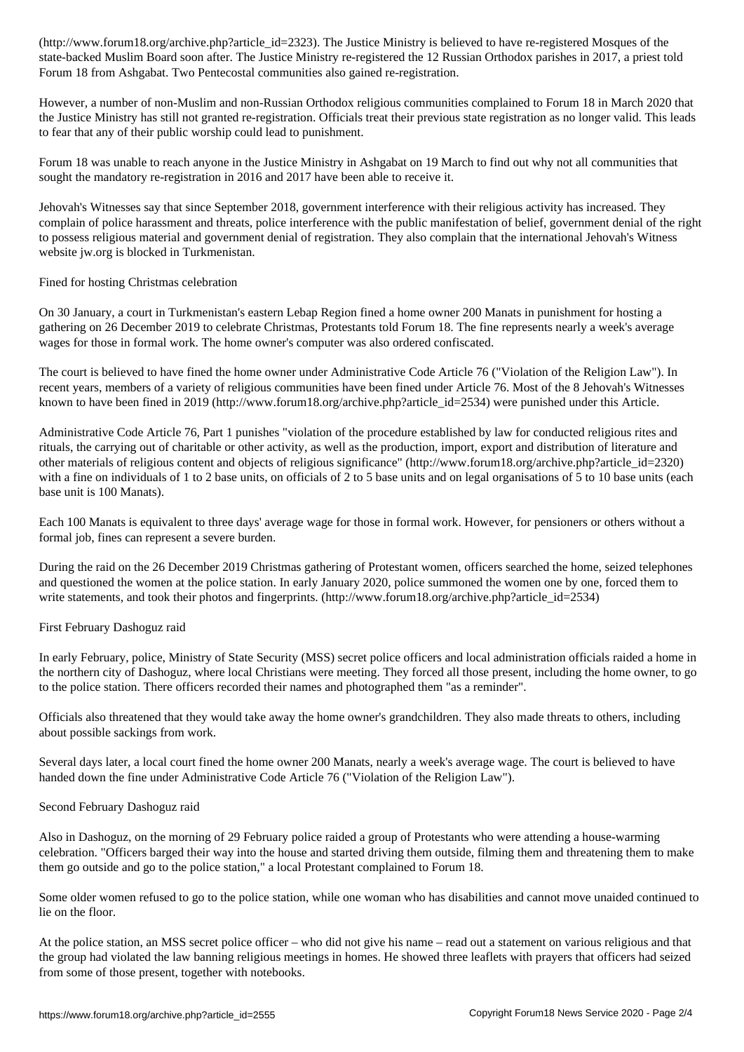(http://www.forum18.org/archive.php?article_id=2323). The Justice Ministry is believed to have re-registered Mosques of the state-backed Muslim Board soon after. The Justice Ministry re-registered the 12 Russian Orthodox parishes in 2017, a priest told Forum 18 from Ashgabat. Two Pentecostal communities also gained re-registration.

However, a number of non-Muslim and non-Russian Orthodox religious communities complained to Forum 18 in March 2020 that the Justice Ministry has still not granted re-registration. Officials treat their previous state registration as no longer valid. This leads to fear that any of their public worship could lead to punishment.

Forum 18 was unable to reach anyone in the Justice Ministry in Ashgabat on 19 March to find out why not all communities that sought the mandatory re-registration in 2016 and 2017 have been able to receive it.

Jehovah's Witnesses say that since September 2018, government interference with their religious activity has increased. They complain of police harassment and threats, police interference with the public manifestation of belief, government denial of the right to possess religious material and government denial of registration. They also complain that the international Jehovah's Witness website jw.org is blocked in Turkmenistan.

## Fined for hosting Christmas celebration

On 30 January, a court in Turkmenistan's eastern Lebap Region fined a home owner 200 Manats in punishment for hosting a gathering on 26 December 2019 to celebrate Christmas, Protestants told Forum 18. The fine represents nearly a week's average wages for those in formal work. The home owner's computer was also ordered confiscated.

The court is believed to have fined the home owner under Administrative Code Article 76 ("Violation of the Religion Law"). In recent years, members of a variety of religious communities have been fined under Article 76. Most of the 8 Jehovah's Witnesses known to have been fined in 2019 (http://www.forum18.org/archive.php?article_id=2534) were punished under this Article.

Administrative Code Article 76, Part 1 punishes "violation of the procedure established by law for conducted religious rites and rituals, the carrying out of charitable or other activity, as well as the production, import, export and distribution of literature and other materials of religious content and objects of religious significance" (http://www.forum18.org/archive.php?article_id=2320) with a fine on individuals of 1 to 2 base units, on officials of 2 to 5 base units and on legal organisations of 5 to 10 base units (each base unit is 100 Manats).

Each 100 Manats is equivalent to three days' average wage for those in formal work. However, for pensioners or others without a formal job, fines can represent a severe burden.

During the raid on the 26 December 2019 Christmas gathering of Protestant women, officers searched the home, seized telephones and questioned the women at the police station. In early January 2020, police summoned the women one by one, forced them to write statements, and took their photos and fingerprints. (http://www.forum18.org/archive.php?article_id=2534)

## First February Dashoguz raid

In early February, police, Ministry of State Security (MSS) secret police officers and local administration officials raided a home in the northern city of Dashoguz, where local Christians were meeting. They forced all those present, including the home owner, to go to the police station. There officers recorded their names and photographed them "as a reminder".

Officials also threatened that they would take away the home owner's grandchildren. They also made threats to others, including about possible sackings from work.

Several days later, a local court fined the home owner 200 Manats, nearly a week's average wage. The court is believed to have handed down the fine under Administrative Code Article 76 ("Violation of the Religion Law").

## Second February Dashoguz raid

Also in Dashoguz, on the morning of 29 February police raided a group of Protestants who were attending a house-warming celebration. "Officers barged their way into the house and started driving them outside, filming them and threatening them to make them go outside and go to the police station," a local Protestant complained to Forum 18.

Some older women refused to go to the police station, while one woman who has disabilities and cannot move unaided continued to lie on the floor.

At the police station, an MSS secret police officer – who did not give his name – read out a statement on various religious and that the group had violated the law banning religious meetings in homes. He showed three leaflets with prayers that officers had seized from some of those present, together with notebooks.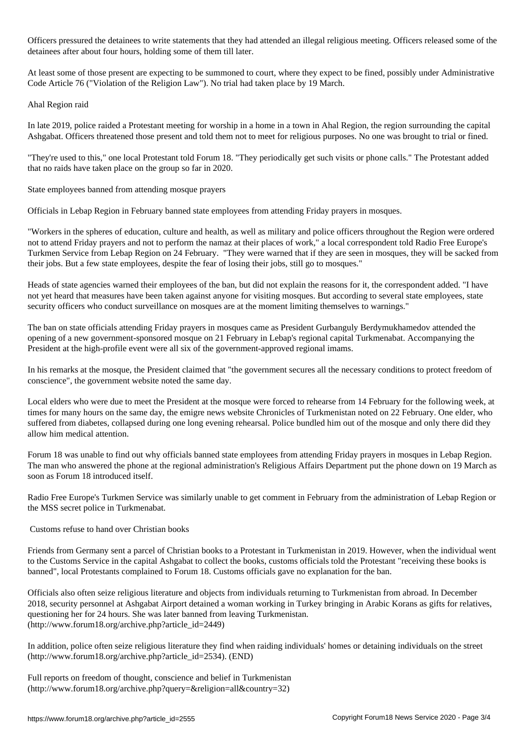Officers pressured the detainees to write statements that they had attended an illegal religious meeting. Officers released some of the detainees after about four hours, holding some of them till later.

At least some of those present are expecting to be summoned to court, where they expect to be fined, possibly under Administrative Code Article 76 ("Violation of the Religion Law"). No trial had taken place by 19 March.

## Ahal Region raid

In late 2019, police raided a Protestant meeting for worship in a home in a town in Ahal Region, the region surrounding the capital Ashgabat. Officers threatened those present and told them not to meet for religious purposes. No one was brought to trial or fined.

"They're used to this," one local Protestant told Forum 18. "They periodically get such visits or phone calls." The Protestant added that no raids have taken place on the group so far in 2020.

## State employees banned from attending mosque prayers

Officials in Lebap Region in February banned state employees from attending Friday prayers in mosques.

"Workers in the spheres of education, culture and health, as well as military and police officers throughout the Region were ordered not to attend Friday prayers and not to perform the namaz at their places of work," a local correspondent told Radio Free Europe's Turkmen Service from Lebap Region on 24 February. "They were warned that if they are seen in mosques, they will be sacked from their jobs. But a few state employees, despite the fear of losing their jobs, still go to mosques."

Heads of state agencies warned their employees of the ban, but did not explain the reasons for it, the correspondent added. "I have not yet heard that measures have been taken against anyone for visiting mosques. But according to several state employees, state security officers who conduct surveillance on mosques are at the moment limiting themselves to warnings."

The ban on state officials attending Friday prayers in mosques came as President Gurbanguly Berdymukhamedov attended the opening of a new government-sponsored mosque on 21 February in Lebap's regional capital Turkmenabat. Accompanying the President at the high-profile event were all six of the government-approved regional imams.

In his remarks at the mosque, the President claimed that "the government secures all the necessary conditions to protect freedom of conscience", the government website noted the same day.

Local elders who were due to meet the President at the mosque were forced to rehearse from 14 February for the following week, at times for many hours on the same day, the emigre news website Chronicles of Turkmenistan noted on 22 February. One elder, who suffered from diabetes, collapsed during one long evening rehearsal. Police bundled him out of the mosque and only there did they allow him medical attention.

Forum 18 was unable to find out why officials banned state employees from attending Friday prayers in mosques in Lebap Region. The man who answered the phone at the regional administration's Religious Affairs Department put the phone down on 19 March as soon as Forum 18 introduced itself.

Radio Free Europe's Turkmen Service was similarly unable to get comment in February from the administration of Lebap Region or the MSS secret police in Turkmenabat.

## Customs refuse to hand over Christian books

Friends from Germany sent a parcel of Christian books to a Protestant in Turkmenistan in 2019. However, when the individual went to the Customs Service in the capital Ashgabat to collect the books, customs officials told the Protestant "receiving these books is banned", local Protestants complained to Forum 18. Customs officials gave no explanation for the ban.

Officials also often seize religious literature and objects from individuals returning to Turkmenistan from abroad. In December 2018, security personnel at Ashgabat Airport detained a woman working in Turkey bringing in Arabic Korans as gifts for relatives, questioning her for 24 hours. She was later banned from leaving Turkmenistan. (http://www.forum18.org/archive.php?article_id=2449)

In addition, police often seize religious literature they find when raiding individuals' homes or detaining individuals on the street (http://www.forum18.org/archive.php?article_id=2534). (END)

Full reports on freedom of thought, conscience and belief in Turkmenistan (http://www.forum18.org/archive.php?query=&religion=all&country=32)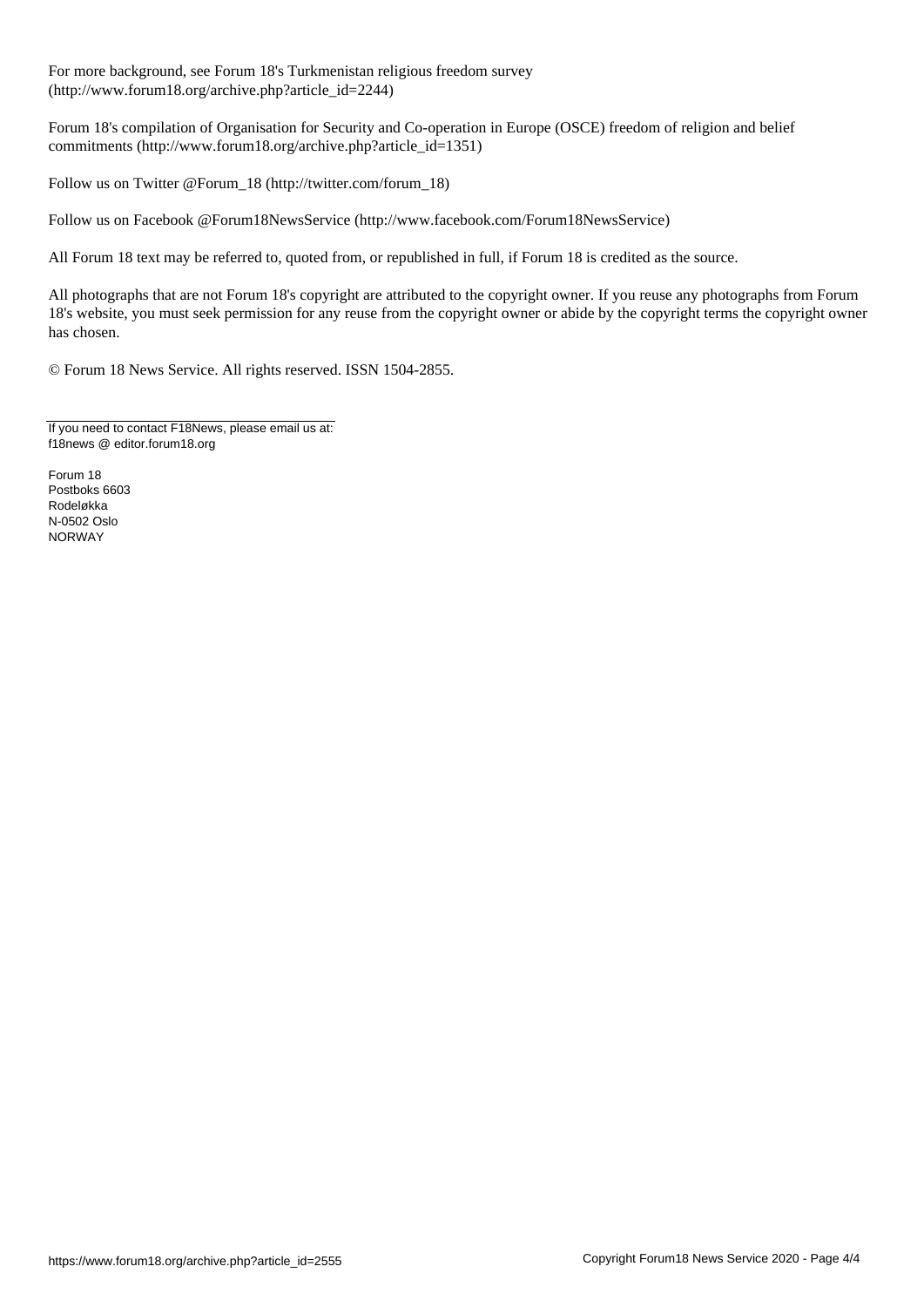For more background, see Forum 18's Turkmenistan religious freedom survey (http://www.forum18.org/archive.php?article_id=2244)

Forum 18's compilation of Organisation for Security and Co-operation in Europe (OSCE) freedom of religion and belief commitments (http://www.forum18.org/archive.php?article_id=1351)

Follow us on Twitter @Forum_18 (http://twitter.com/forum_18)

Follow us on Facebook @Forum18NewsService (http://www.facebook.com/Forum18NewsService)

All Forum 18 text may be referred to, quoted from, or republished in full, if Forum 18 is credited as the source.

All photographs that are not Forum 18's copyright are attributed to the copyright owner. If you reuse any photographs from Forum 18's website, you must seek permission for any reuse from the copyright owner or abide by the copyright terms the copyright owner has chosen.

© Forum 18 News Service. All rights reserved. ISSN 1504-2855.

---

If you need to contact F18News, please email us at:
f18news @ editor.forum18.org

Forum 18
Postboks 6603
Rodeløkka
N-0502 Oslo
NORWAY